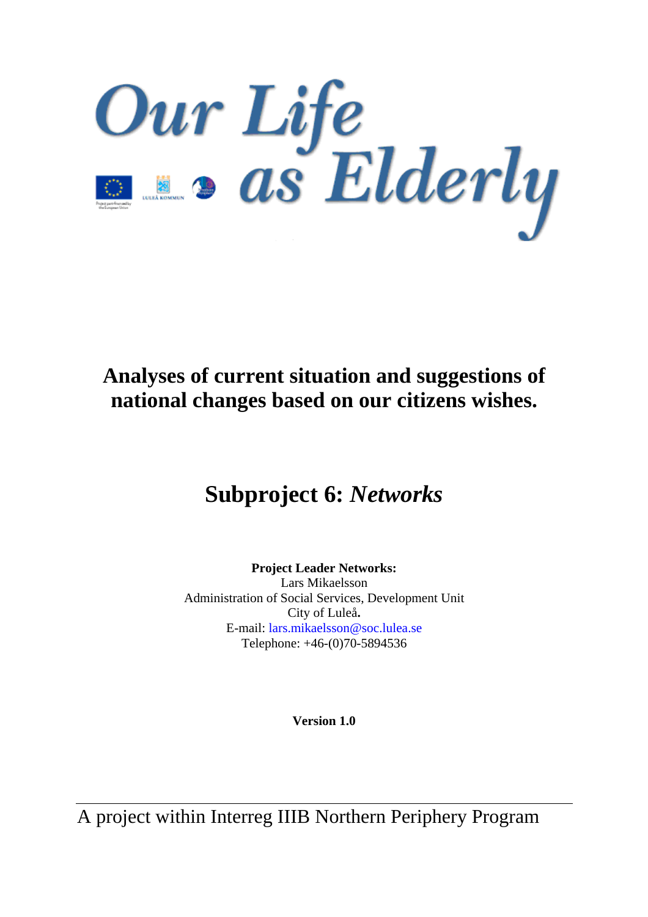# Our Life as Elderly

## Analyses of current situation and suggestions of national changes based on our citizens wishes.

## Subproject 6: *Networks*

**Project Leader Networks:**
Lars Mikaelsson
Administration of Social Services, Development Unit
City of Luleå**.**
E-mail: lars.mikaelsson@soc.lulea.se
Telephone: +46-(0)70-5894536

**Version 1.0**

A project within Interreg IIIB Northern Periphery Program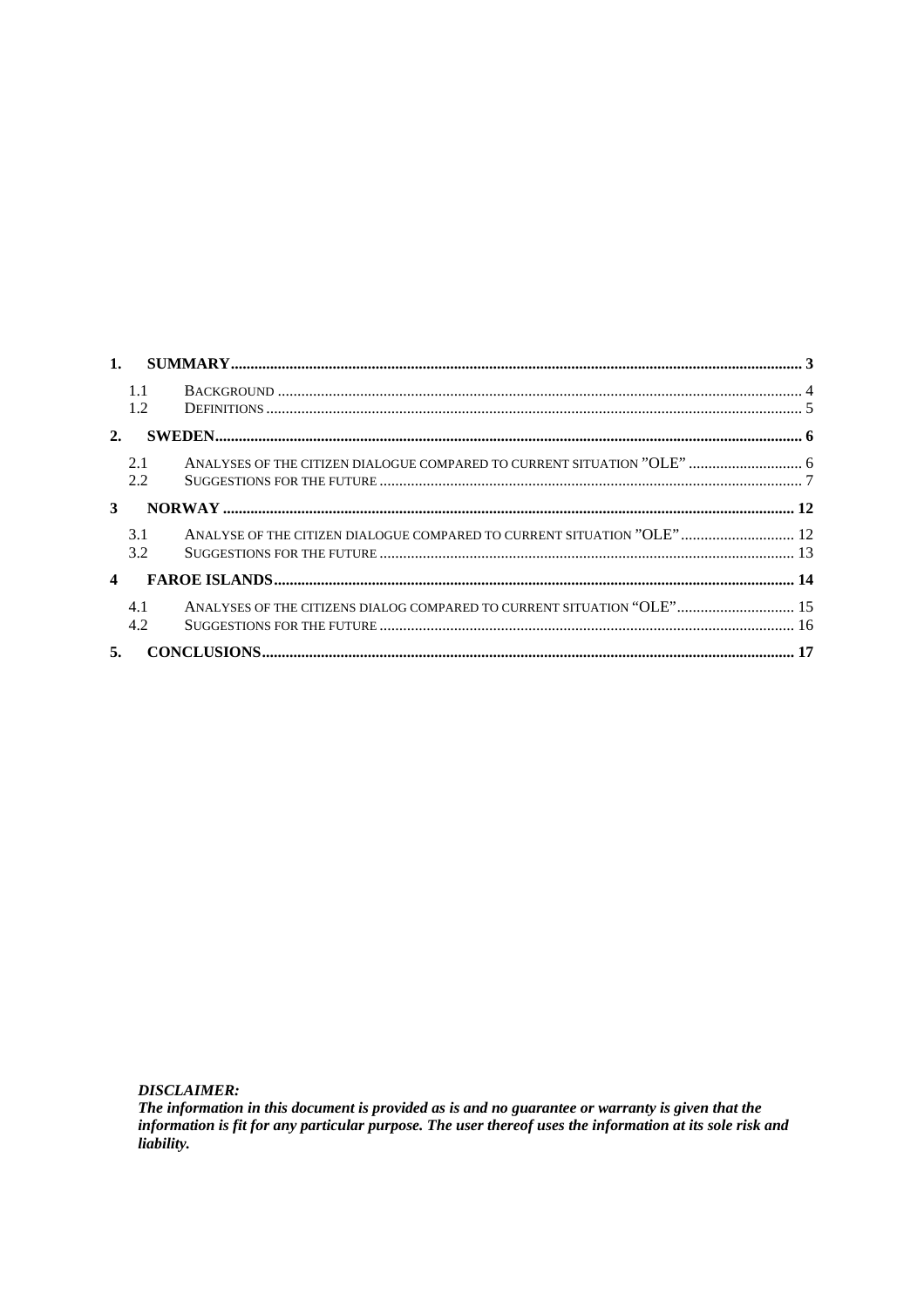1. **SUMMARY** ... 3
   - 1.1 BACKGROUND ... 4
   - 1.2 DEFINITIONS ... 5
2. **SWEDEN** ... 6
   - 2.1 ANALYSES OF THE CITIZEN DIALOGUE COMPARED TO CURRENT SITUATION "OLE" ... 6
   - 2.2 SUGGESTIONS FOR THE FUTURE ... 7
3. **NORWAY** ... 12
   - 3.1 ANALYSE OF THE CITIZEN DIALOGUE COMPARED TO CURRENT SITUATION "OLE" ... 12
   - 3.2 SUGGESTIONS FOR THE FUTURE ... 13
4. **FAROE ISLANDS** ... 14
   - 4.1 ANALYSES OF THE CITIZENS DIALOG COMPARED TO CURRENT SITUATION "OLE" ... 15
   - 4.2 SUGGESTIONS FOR THE FUTURE ... 16
5. **CONCLUSIONS** ... 17

***DISCLAIMER:***
***The information in this document is provided as is and no guarantee or warranty is given that the information is fit for any particular purpose. The user thereof uses the information at its sole risk and liability.***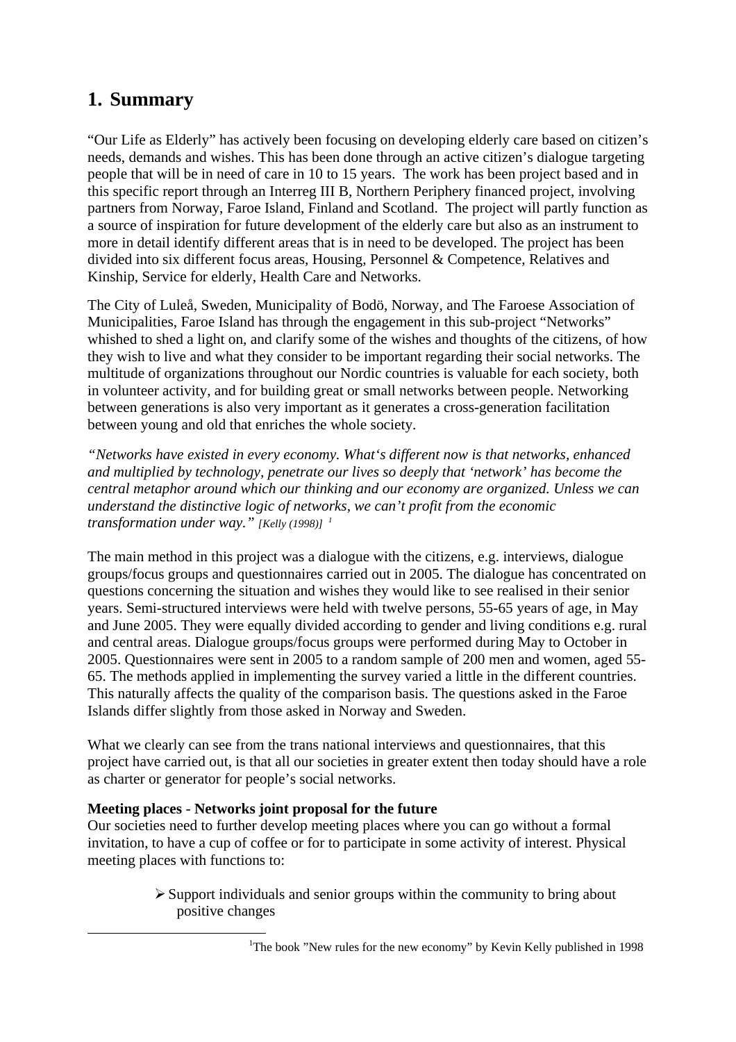# 1. Summary

"Our Life as Elderly" has actively been focusing on developing elderly care based on citizen's needs, demands and wishes. This has been done through an active citizen's dialogue targeting people that will be in need of care in 10 to 15 years. The work has been project based and in this specific report through an Interreg III B, Northern Periphery financed project, involving partners from Norway, Faroe Island, Finland and Scotland. The project will partly function as a source of inspiration for future development of the elderly care but also as an instrument to more in detail identify different areas that is in need to be developed. The project has been divided into six different focus areas, Housing, Personnel & Competence, Relatives and Kinship, Service for elderly, Health Care and Networks.

The City of Luleå, Sweden, Municipality of Bodö, Norway, and The Faroese Association of Municipalities, Faroe Island has through the engagement in this sub-project "Networks" whished to shed a light on, and clarify some of the wishes and thoughts of the citizens, of how they wish to live and what they consider to be important regarding their social networks. The multitude of organizations throughout our Nordic countries is valuable for each society, both in volunteer activity, and for building great or small networks between people. Networking between generations is also very important as it generates a cross-generation facilitation between young and old that enriches the whole society.

*"Networks have existed in every economy. What's different now is that networks, enhanced and multiplied by technology, penetrate our lives so deeply that 'network' has become the central metaphor around which our thinking and our economy are organized. Unless we can understand the distinctive logic of networks, we can't profit from the economic transformation under way." [Kelly (1998)]* [1]

The main method in this project was a dialogue with the citizens, e.g. interviews, dialogue groups/focus groups and questionnaires carried out in 2005. The dialogue has concentrated on questions concerning the situation and wishes they would like to see realised in their senior years. Semi-structured interviews were held with twelve persons, 55-65 years of age, in May and June 2005. They were equally divided according to gender and living conditions e.g. rural and central areas. Dialogue groups/focus groups were performed during May to October in 2005. Questionnaires were sent in 2005 to a random sample of 200 men and women, aged 55-65. The methods applied in implementing the survey varied a little in the different countries. This naturally affects the quality of the comparison basis. The questions asked in the Faroe Islands differ slightly from those asked in Norway and Sweden.

What we clearly can see from the trans national interviews and questionnaires, that this project have carried out, is that all our societies in greater extent then today should have a role as charter or generator for people's social networks.

**Meeting places - Networks joint proposal for the future**
Our societies need to further develop meeting places where you can go without a formal invitation, to have a cup of coffee or for to participate in some activity of interest. Physical meeting places with functions to:

- Support individuals and senior groups within the community to bring about positive changes

[1] The book "New rules for the new economy" by Kevin Kelly published in 1998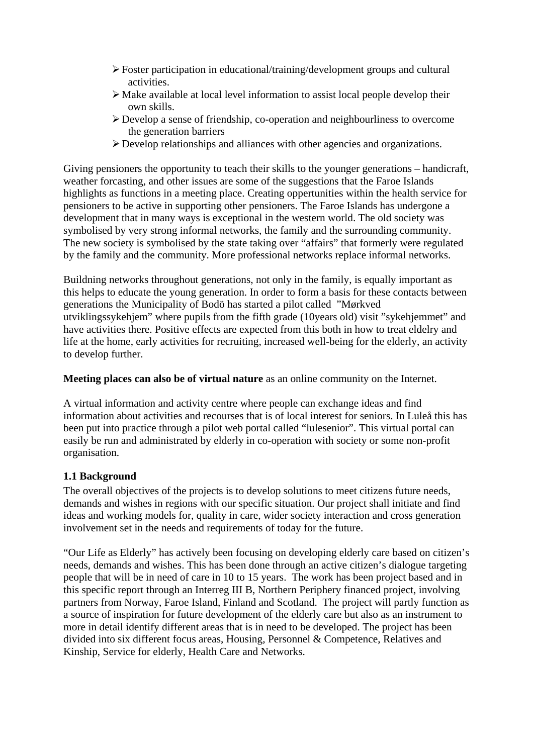- Foster participation in educational/training/development groups and cultural activities.
- Make available at local level information to assist local people develop their own skills.
- Develop a sense of friendship, co-operation and neighbourliness to overcome the generation barriers
- Develop relationships and alliances with other agencies and organizations.

Giving pensioners the opportunity to teach their skills to the younger generations – handicraft, weather forcasting, and other issues are some of the suggestions that the Faroe Islands highlights as functions in a meeting place. Creating oppertunities within the health service for pensioners to be active in supporting other pensioners. The Faroe Islands has undergone a development that in many ways is exceptional in the western world. The old society was symbolised by very strong informal networks, the family and the surrounding community. The new society is symbolised by the state taking over "affairs" that formerly were regulated by the family and the community. More professional networks replace informal networks.

Buildning networks throughout generations, not only in the family, is equally important as this helps to educate the young generation. In order to form a basis for these contacts between generations the Municipality of Bodö has started a pilot called "Mørkved utviklingssykehjem" where pupils from the fifth grade (10years old) visit "sykehjemmet" and have activities there. Positive effects are expected from this both in how to treat eldelry and life at the home, early activities for recruiting, increased well-being for the elderly, an activity to develop further.

**Meeting places can also be of virtual nature** as an online community on the Internet.

A virtual information and activity centre where people can exchange ideas and find information about activities and recourses that is of local interest for seniors. In Luleå this has been put into practice through a pilot web portal called "lulesenior". This virtual portal can easily be run and administrated by elderly in co-operation with society or some non-profit organisation.

### 1.1 Background

The overall objectives of the projects is to develop solutions to meet citizens future needs, demands and wishes in regions with our specific situation. Our project shall initiate and find ideas and working models for, quality in care, wider society interaction and cross generation involvement set in the needs and requirements of today for the future.

"Our Life as Elderly" has actively been focusing on developing elderly care based on citizen's needs, demands and wishes. This has been done through an active citizen's dialogue targeting people that will be in need of care in 10 to 15 years. The work has been project based and in this specific report through an Interreg III B, Northern Periphery financed project, involving partners from Norway, Faroe Island, Finland and Scotland. The project will partly function as a source of inspiration for future development of the elderly care but also as an instrument to more in detail identify different areas that is in need to be developed. The project has been divided into six different focus areas, Housing, Personnel & Competence, Relatives and Kinship, Service for elderly, Health Care and Networks.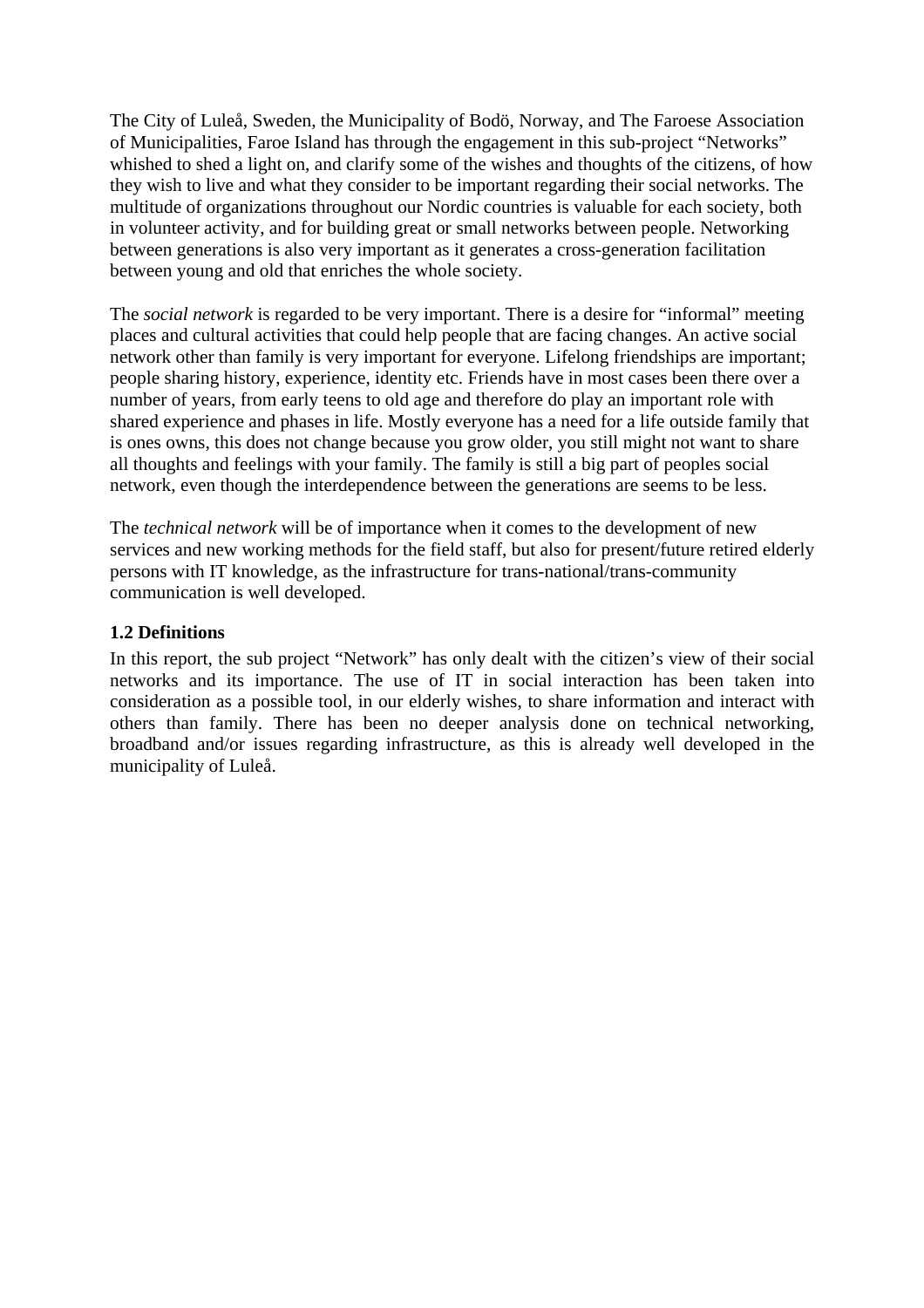The City of Luleå, Sweden, the Municipality of Bodö, Norway, and The Faroese Association of Municipalities, Faroe Island has through the engagement in this sub-project "Networks" whished to shed a light on, and clarify some of the wishes and thoughts of the citizens, of how they wish to live and what they consider to be important regarding their social networks. The multitude of organizations throughout our Nordic countries is valuable for each society, both in volunteer activity, and for building great or small networks between people. Networking between generations is also very important as it generates a cross-generation facilitation between young and old that enriches the whole society.

The *social network* is regarded to be very important. There is a desire for "informal" meeting places and cultural activities that could help people that are facing changes. An active social network other than family is very important for everyone. Lifelong friendships are important; people sharing history, experience, identity etc. Friends have in most cases been there over a number of years, from early teens to old age and therefore do play an important role with shared experience and phases in life. Mostly everyone has a need for a life outside family that is ones owns, this does not change because you grow older, you still might not want to share all thoughts and feelings with your family. The family is still a big part of peoples social network, even though the interdependence between the generations are seems to be less.

The *technical network* will be of importance when it comes to the development of new services and new working methods for the field staff, but also for present/future retired elderly persons with IT knowledge, as the infrastructure for trans-national/trans-community communication is well developed.

### 1.2 Definitions

In this report, the sub project "Network" has only dealt with the citizen's view of their social networks and its importance. The use of IT in social interaction has been taken into consideration as a possible tool, in our elderly wishes, to share information and interact with others than family. There has been no deeper analysis done on technical networking, broadband and/or issues regarding infrastructure, as this is already well developed in the municipality of Luleå.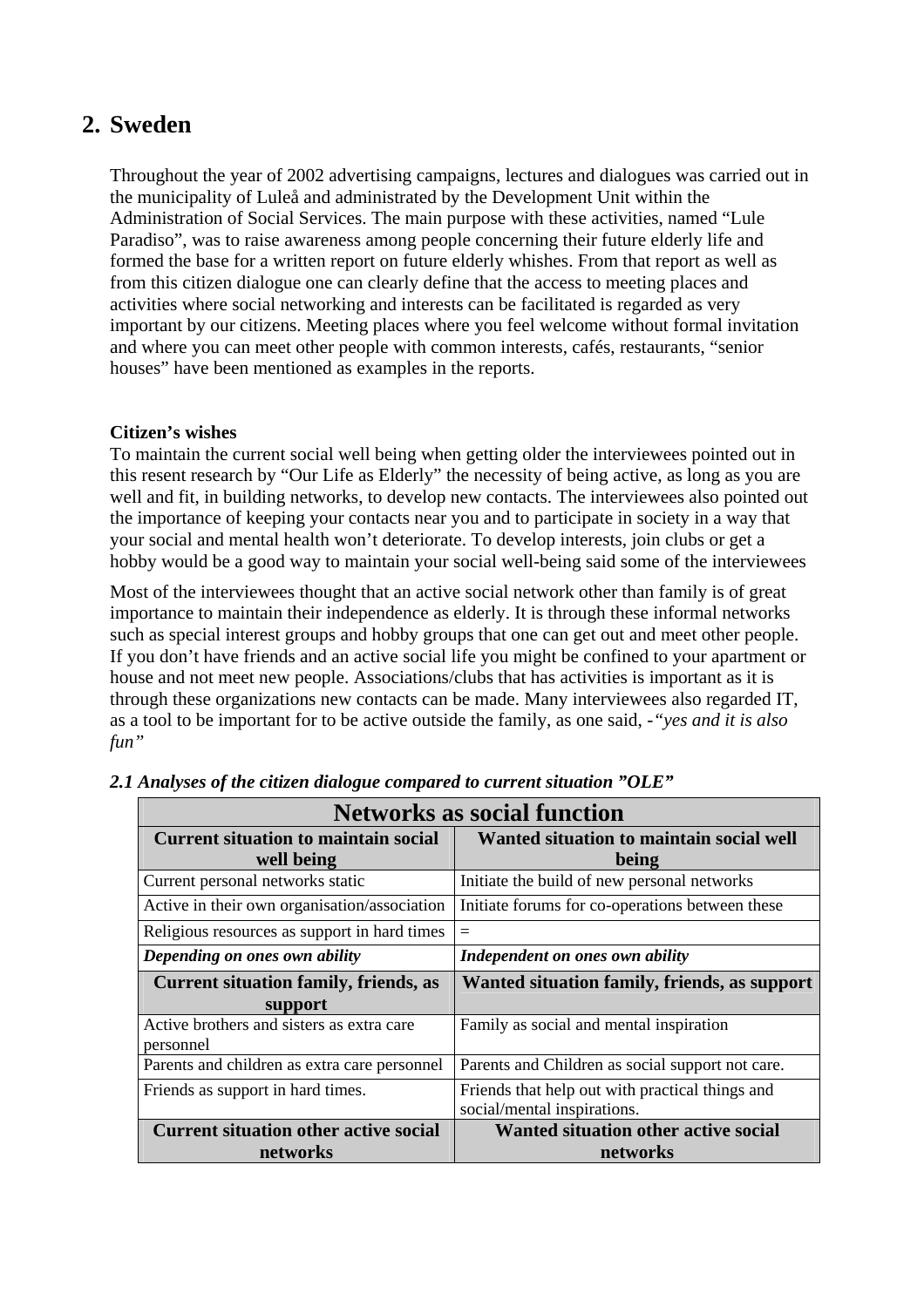## 2. Sweden

Throughout the year of 2002 advertising campaigns, lectures and dialogues was carried out in the municipality of Luleå and administrated by the Development Unit within the Administration of Social Services. The main purpose with these activities, named "Lule Paradiso", was to raise awareness among people concerning their future elderly life and formed the base for a written report on future elderly whishes. From that report as well as from this citizen dialogue one can clearly define that the access to meeting places and activities where social networking and interests can be facilitated is regarded as very important by our citizens. Meeting places where you feel welcome without formal invitation and where you can meet other people with common interests, cafés, restaurants, "senior houses" have been mentioned as examples in the reports.

**Citizen's wishes**

To maintain the current social well being when getting older the interviewees pointed out in this resent research by "Our Life as Elderly" the necessity of being active, as long as you are well and fit, in building networks, to develop new contacts. The interviewees also pointed out the importance of keeping your contacts near you and to participate in society in a way that your social and mental health won't deteriorate. To develop interests, join clubs or get a hobby would be a good way to maintain your social well-being said some of the interviewees

Most of the interviewees thought that an active social network other than family is of great importance to maintain their independence as elderly. It is through these informal networks such as special interest groups and hobby groups that one can get out and meet other people. If you don't have friends and an active social life you might be confined to your apartment or house and not meet new people. Associations/clubs that has activities is important as it is through these organizations new contacts can be made. Many interviewees also regarded IT, as a tool to be important for to be active outside the family, as one said, -*"yes and it is also fun"*

***2.1 Analyses of the citizen dialogue compared to current situation "OLE"***

| Networks as social function | |
|---|---|
| **Current situation to maintain social well being** | **Wanted situation to maintain social well being** |
| Current personal networks static | Initiate the build of new personal networks |
| Active in their own organisation/association | Initiate forums for co-operations between these |
| Religious resources as support in hard times | = |
| ***Depending on ones own ability*** | ***Independent on ones own ability*** |
| **Current situation family, friends, as support** | **Wanted situation family, friends, as support** |
| Active brothers and sisters as extra care personnel | Family as social and mental inspiration |
| Parents and children as extra care personnel | Parents and Children as social support not care. |
| Friends as support in hard times. | Friends that help out with practical things and social/mental inspirations. |
| **Current situation other active social networks** | **Wanted situation other active social networks** |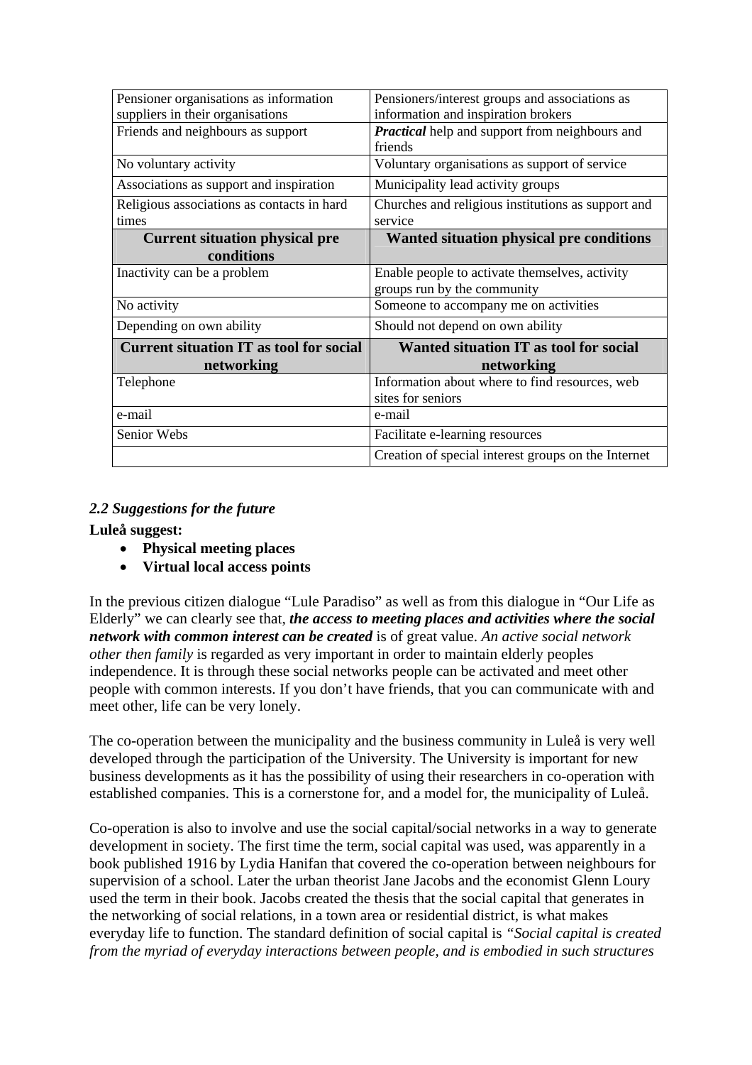| Pensioner organisations as information suppliers in their organisations | Pensioners/interest groups and associations as information and inspiration brokers |
|---|---|
| Friends and neighbours as support | ***Practical*** help and support from neighbours and friends |
| No voluntary activity | Voluntary organisations as support of service |
| Associations as support and inspiration | Municipality lead activity groups |
| Religious associations as contacts in hard times | Churches and religious institutions as support and service |
| **Current situation physical pre conditions** | **Wanted situation physical pre conditions** |
| Inactivity can be a problem | Enable people to activate themselves, activity groups run by the community |
| No activity | Someone to accompany me on activities |
| Depending on own ability | Should not depend on own ability |
| **Current situation IT as tool for social networking** | **Wanted situation IT as tool for social networking** |
| Telephone | Information about where to find resources, web sites for seniors |
| e-mail | e-mail |
| Senior Webs | Facilitate e-learning resources |
| | Creation of special interest groups on the Internet |

### *2.2 Suggestions for the future*

**Luleå suggest:**

- **Physical meeting places**
- **Virtual local access points**

In the previous citizen dialogue "Lule Paradiso" as well as from this dialogue in "Our Life as Elderly" we can clearly see that, ***the access to meeting places and activities where the social network with common interest can be created*** is of great value. *An active social network other then family* is regarded as very important in order to maintain elderly peoples independence. It is through these social networks people can be activated and meet other people with common interests. If you don't have friends, that you can communicate with and meet other, life can be very lonely.

The co-operation between the municipality and the business community in Luleå is very well developed through the participation of the University. The University is important for new business developments as it has the possibility of using their researchers in co-operation with established companies. This is a cornerstone for, and a model for, the municipality of Luleå.

Co-operation is also to involve and use the social capital/social networks in a way to generate development in society. The first time the term, social capital was used, was apparently in a book published 1916 by Lydia Hanifan that covered the co-operation between neighbours for supervision of a school. Later the urban theorist Jane Jacobs and the economist Glenn Loury used the term in their book. Jacobs created the thesis that the social capital that generates in the networking of social relations, in a town area or residential district, is what makes everyday life to function. The standard definition of social capital is *"Social capital is created from the myriad of everyday interactions between people, and is embodied in such structures*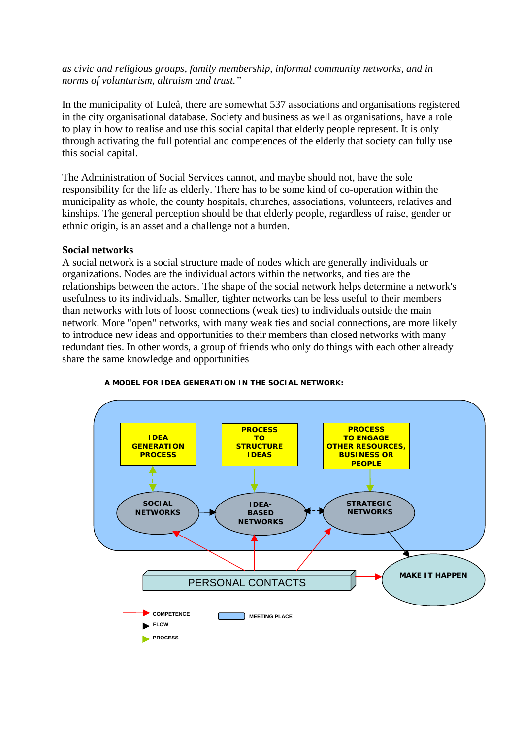*as civic and religious groups, family membership, informal community networks, and in norms of voluntarism, altruism and trust."*

In the municipality of Luleå, there are somewhat 537 associations and organisations registered in the city organisational database. Society and business as well as organisations, have a role to play in how to realise and use this social capital that elderly people represent. It is only through activating the full potential and competences of the elderly that society can fully use this social capital.

The Administration of Social Services cannot, and maybe should not, have the sole responsibility for the life as elderly. There has to be some kind of co-operation within the municipality as whole, the county hospitals, churches, associations, volunteers, relatives and kinships. The general perception should be that elderly people, regardless of raise, gender or ethnic origin, is an asset and a challenge not a burden.

**Social networks**

A social network is a social structure made of nodes which are generally individuals or organizations. Nodes are the individual actors within the networks, and ties are the relationships between the actors. The shape of the social network helps determine a network's usefulness to its individuals. Smaller, tighter networks can be less useful to their members than networks with lots of loose connections (weak ties) to individuals outside the main network. More "open" networks, with many weak ties and social connections, are more likely to introduce new ideas and opportunities to their members than closed networks with many redundant ties. In other words, a group of friends who only do things with each other already share the same knowledge and opportunities

**A MODEL FOR IDEA GENERATION IN THE SOCIAL NETWORK:**

IDEA GENERATION PROCESS — PROCESS TO STRUCTURE IDEAS — PROCESS TO ENGAGE OTHER RESOURCES, BUSINESS OR PEOPLE

SOCIAL NETWORKS → IDEA-BASED NETWORKS ↔ STRATEGIC NETWORKS → MAKE IT HAPPEN

PERSONAL CONTACTS → MAKE IT HAPPEN

COMPETENCE — FLOW — PROCESS — MEETING PLACE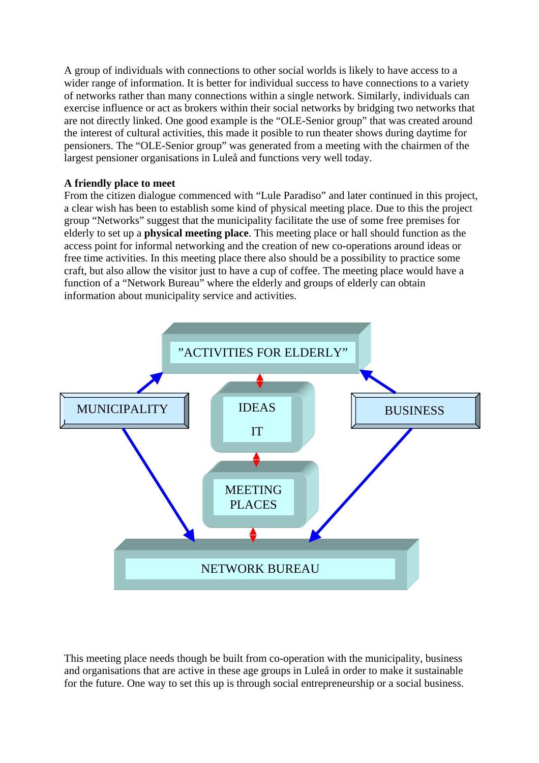A group of individuals with connections to other social worlds is likely to have access to a wider range of information. It is better for individual success to have connections to a variety of networks rather than many connections within a single network. Similarly, individuals can exercise influence or act as brokers within their social networks by bridging two networks that are not directly linked. One good example is the "OLE-Senior group" that was created around the interest of cultural activities, this made it posible to run theater shows during daytime for pensioners. The "OLE-Senior group" was generated from a meeting with the chairmen of the largest pensioner organisations in Luleå and functions very well today.

**A friendly place to meet**

From the citizen dialogue commenced with "Lule Paradiso" and later continued in this project, a clear wish has been to establish some kind of physical meeting place. Due to this the project group "Networks" suggest that the municipality facilitate the use of some free premises for elderly to set up a **physical meeting place**. This meeting place or hall should function as the access point for informal networking and the creation of new co-operations around ideas or free time activities. In this meeting place there also should be a possibility to practice some craft, but also allow the visitor just to have a cup of coffee. The meeting place would have a function of a "Network Bureau" where the elderly and groups of elderly can obtain information about municipality service and activities.

"ACTIVITIES FOR ELDERLY"

MUNICIPALITY

IDEAS

IT

BUSINESS

MEETING PLACES

NETWORK BUREAU

This meeting place needs though be built from co-operation with the municipality, business and organisations that are active in these age groups in Luleå in order to make it sustainable for the future. One way to set this up is through social entrepreneurship or a social business.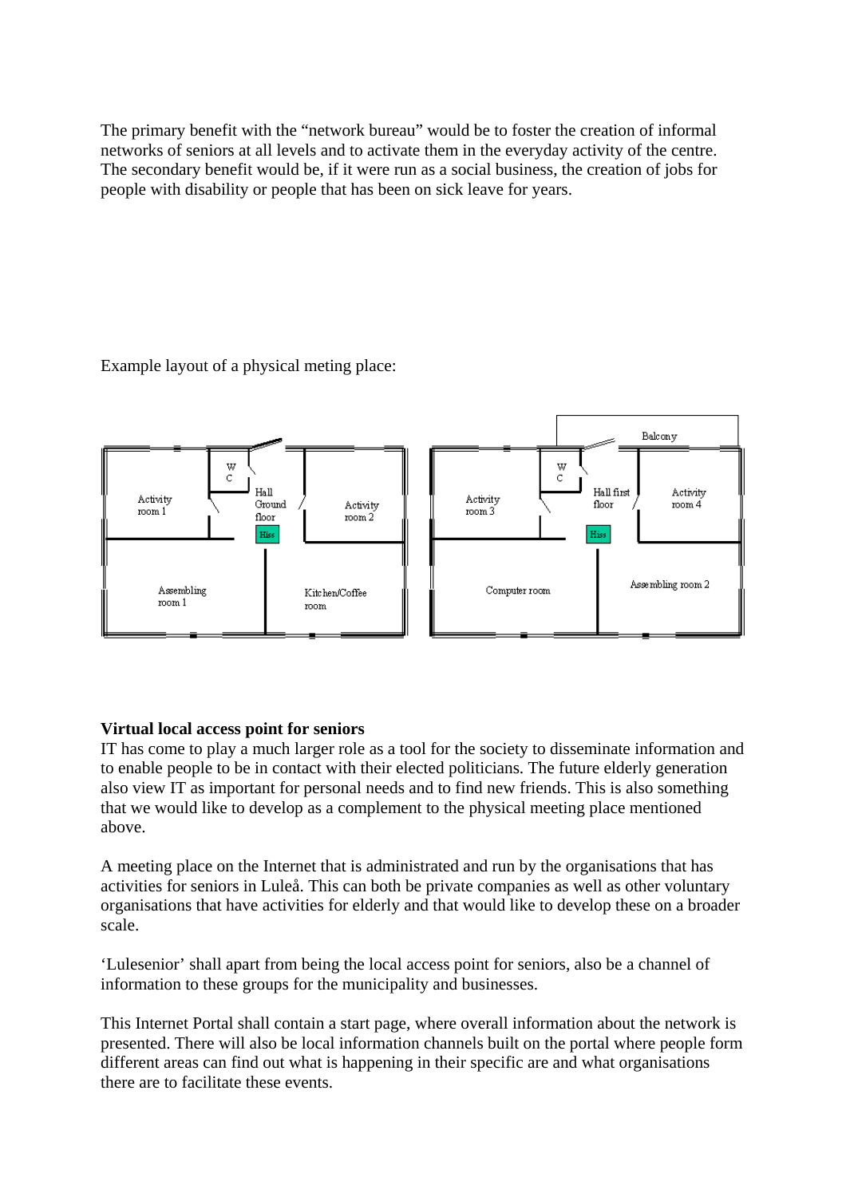The primary benefit with the "network bureau" would be to foster the creation of informal networks of seniors at all levels and to activate them in the everyday activity of the centre. The secondary benefit would be, if it were run as a social business, the creation of jobs for people with disability or people that has been on sick leave for years.

Example layout of a physical meting place:

**Virtual local access point for seniors**

IT has come to play a much larger role as a tool for the society to disseminate information and to enable people to be in contact with their elected politicians. The future elderly generation also view IT as important for personal needs and to find new friends. This is also something that we would like to develop as a complement to the physical meeting place mentioned above.

A meeting place on the Internet that is administrated and run by the organisations that has activities for seniors in Luleå. This can both be private companies as well as other voluntary organisations that have activities for elderly and that would like to develop these on a broader scale.

'Lulesenior' shall apart from being the local access point for seniors, also be a channel of information to these groups for the municipality and businesses.

This Internet Portal shall contain a start page, where overall information about the network is presented. There will also be local information channels built on the portal where people form different areas can find out what is happening in their specific are and what organisations there are to facilitate these events.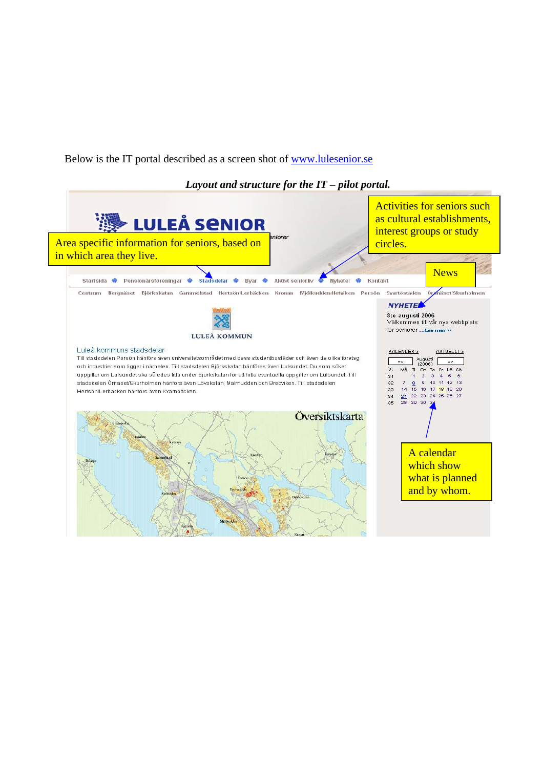Below is the IT portal described as a screen shot of [www.lulesenior.se](http://www.lulesenior.se)

*Layout and structure for the IT – pilot portal.*

Area specific information for seniors, based on in which area they live.

Activities for seniors such as cultural establishments, interest groups or study circles.

News

A calendar which show what is planned and by whom.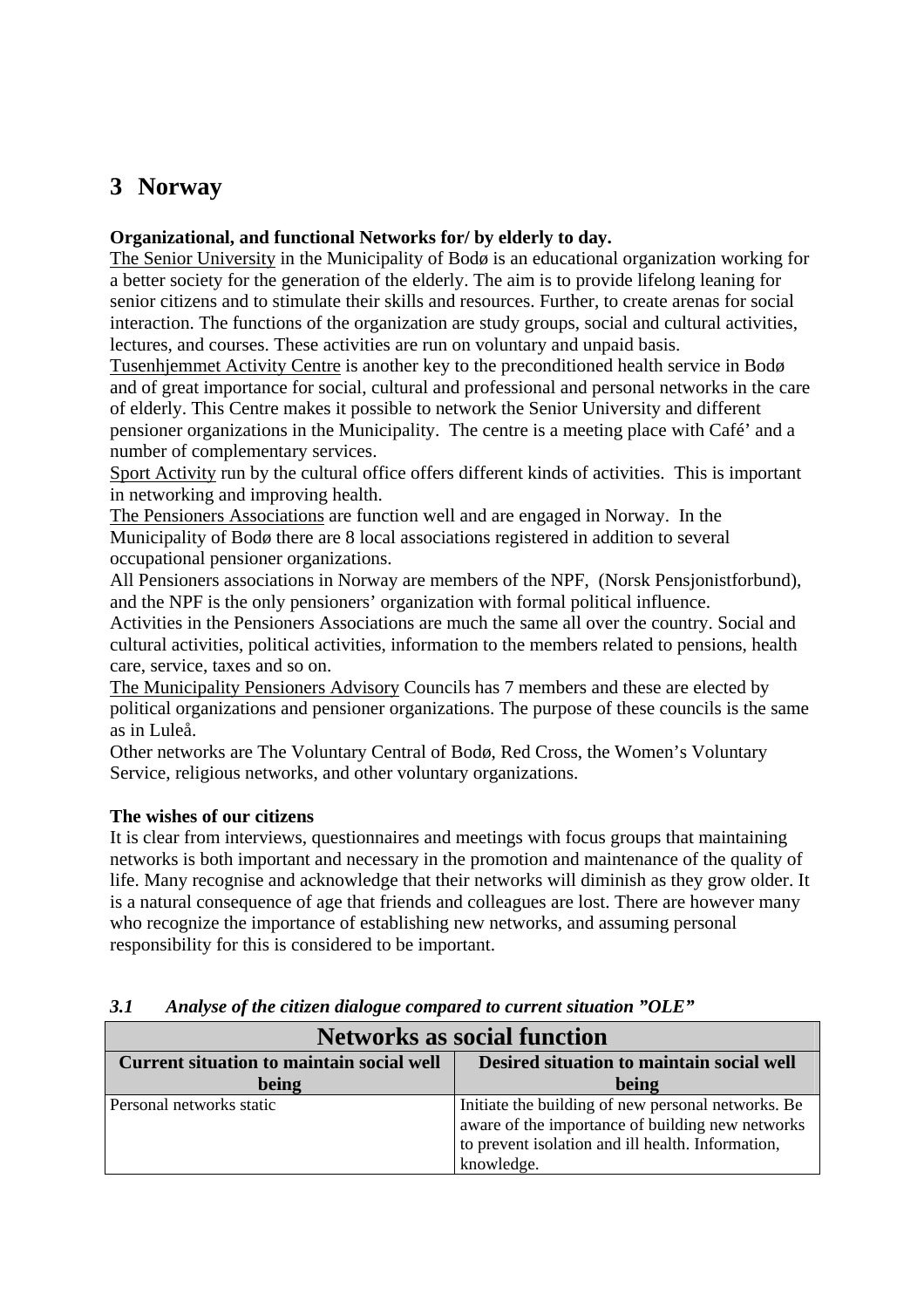# 3 Norway

**Organizational, and functional Networks for/ by elderly to day.**

The Senior University in the Municipality of Bodø is an educational organization working for a better society for the generation of the elderly. The aim is to provide lifelong leaning for senior citizens and to stimulate their skills and resources. Further, to create arenas for social interaction. The functions of the organization are study groups, social and cultural activities, lectures, and courses. These activities are run on voluntary and unpaid basis.

Tusenhjemmet Activity Centre is another key to the preconditioned health service in Bodø and of great importance for social, cultural and professional and personal networks in the care of elderly. This Centre makes it possible to network the Senior University and different pensioner organizations in the Municipality. The centre is a meeting place with Café' and a number of complementary services.

Sport Activity run by the cultural office offers different kinds of activities. This is important in networking and improving health.

The Pensioners Associations are function well and are engaged in Norway. In the Municipality of Bodø there are 8 local associations registered in addition to several occupational pensioner organizations.

All Pensioners associations in Norway are members of the NPF, (Norsk Pensjonistforbund), and the NPF is the only pensioners' organization with formal political influence.

Activities in the Pensioners Associations are much the same all over the country. Social and cultural activities, political activities, information to the members related to pensions, health care, service, taxes and so on.

The Municipality Pensioners Advisory Councils has 7 members and these are elected by political organizations and pensioner organizations. The purpose of these councils is the same as in Luleå.

Other networks are The Voluntary Central of Bodø, Red Cross, the Women's Voluntary Service, religious networks, and other voluntary organizations.

**The wishes of our citizens**

It is clear from interviews, questionnaires and meetings with focus groups that maintaining networks is both important and necessary in the promotion and maintenance of the quality of life. Many recognise and acknowledge that their networks will diminish as they grow older. It is a natural consequence of age that friends and colleagues are lost. There are however many who recognize the importance of establishing new networks, and assuming personal responsibility for this is considered to be important.

### *3.1 Analyse of the citizen dialogue compared to current situation "OLE"*

| **Networks as social function** | |
|---|---|
| **Current situation to maintain social well being** | **Desired situation to maintain social well being** |
| Personal networks static | Initiate the building of new personal networks. Be aware of the importance of building new networks to prevent isolation and ill health. Information, knowledge. |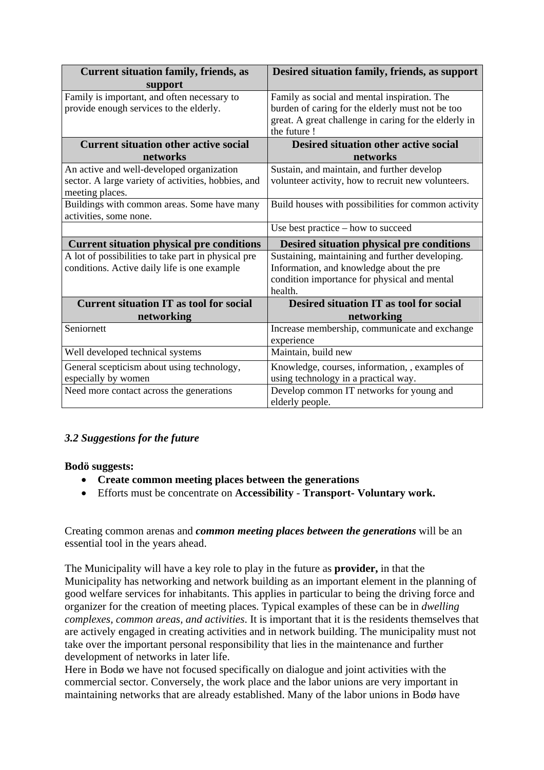| Current situation family, friends, as support | Desired situation family, friends, as support |
|---|---|
| Family is important, and often necessary to provide enough services to the elderly. | Family as social and mental inspiration. The burden of caring for the elderly must not be too great. A great challenge in caring for the elderly in the future ! |
| **Current situation other active social networks** | **Desired situation other active social networks** |
| An active and well-developed organization sector. A large variety of activities, hobbies, and meeting places. | Sustain, and maintain, and further develop volunteer activity, how to recruit new volunteers. |
| Buildings with common areas. Some have many activities, some none. | Build houses with possibilities for common activity |
| | Use best practice – how to succeed |
| **Current situation physical pre conditions** | **Desired situation physical pre conditions** |
| A lot of possibilities to take part in physical pre conditions. Active daily life is one example | Sustaining, maintaining and further developing. Information, and knowledge about the pre condition importance for physical and mental health. |
| **Current situation IT as tool for social networking** | **Desired situation IT as tool for social networking** |
| Seniornett | Increase membership, communicate and exchange experience |
| Well developed technical systems | Maintain, build new |
| General scepticism about using technology, especially by women | Knowledge, courses, information, , examples of using technology in a practical way. |
| Need more contact across the generations | Develop common IT networks for young and elderly people. |

### *3.2 Suggestions for the future*

**Bodö suggests:**

- **Create common meeting places between the generations**
- Efforts must be concentrate on **Accessibility - Transport- Voluntary work.**

Creating common arenas and ***common meeting places between the generations*** will be an essential tool in the years ahead.

The Municipality will have a key role to play in the future as **provider,** in that the Municipality has networking and network building as an important element in the planning of good welfare services for inhabitants. This applies in particular to being the driving force and organizer for the creation of meeting places. Typical examples of these can be in *dwelling complexes, common areas, and activities*. It is important that it is the residents themselves that are actively engaged in creating activities and in network building. The municipality must not take over the important personal responsibility that lies in the maintenance and further development of networks in later life.

Here in Bodø we have not focused specifically on dialogue and joint activities with the commercial sector. Conversely, the work place and the labor unions are very important in maintaining networks that are already established. Many of the labor unions in Bodø have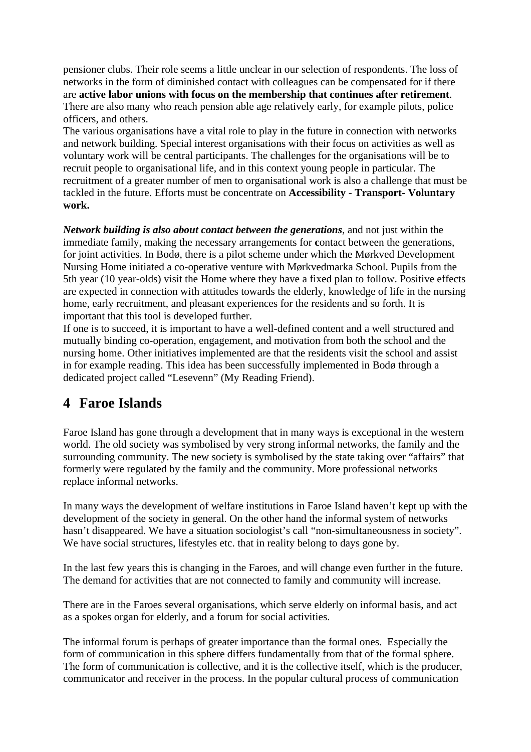pensioner clubs. Their role seems a little unclear in our selection of respondents. The loss of networks in the form of diminished contact with colleagues can be compensated for if there are **active labor unions with focus on the membership that continues after retirement**. There are also many who reach pension able age relatively early, for example pilots, police officers, and others.
The various organisations have a vital role to play in the future in connection with networks and network building. Special interest organisations with their focus on activities as well as voluntary work will be central participants. The challenges for the organisations will be to recruit people to organisational life, and in this context young people in particular. The recruitment of a greater number of men to organisational work is also a challenge that must be tackled in the future. Efforts must be concentrate on **Accessibility - Transport- Voluntary work.**

***Network building is also about contact between the generations***, and not just within the immediate family, making the necessary arrangements for **c**ontact between the generations, for joint activities. In Bodø, there is a pilot scheme under which the Mørkved Development Nursing Home initiated a co-operative venture with Mørkvedmarka School. Pupils from the 5th year (10 year-olds) visit the Home where they have a fixed plan to follow. Positive effects are expected in connection with attitudes towards the elderly, knowledge of life in the nursing home, early recruitment, and pleasant experiences for the residents and so forth. It is important that this tool is developed further.
If one is to succeed, it is important to have a well-defined content and a well structured and mutually binding co-operation, engagement, and motivation from both the school and the nursing home. Other initiatives implemented are that the residents visit the school and assist in for example reading. This idea has been successfully implemented in Bodø through a dedicated project called "Lesevenn" (My Reading Friend).

# 4 Faroe Islands

Faroe Island has gone through a development that in many ways is exceptional in the western world. The old society was symbolised by very strong informal networks, the family and the surrounding community. The new society is symbolised by the state taking over "affairs" that formerly were regulated by the family and the community. More professional networks replace informal networks.

In many ways the development of welfare institutions in Faroe Island haven't kept up with the development of the society in general. On the other hand the informal system of networks hasn't disappeared. We have a situation sociologist's call "non-simultaneousness in society". We have social structures, lifestyles etc. that in reality belong to days gone by.

In the last few years this is changing in the Faroes, and will change even further in the future. The demand for activities that are not connected to family and community will increase.

There are in the Faroes several organisations, which serve elderly on informal basis, and act as a spokes organ for elderly, and a forum for social activities.

The informal forum is perhaps of greater importance than the formal ones. Especially the form of communication in this sphere differs fundamentally from that of the formal sphere. The form of communication is collective, and it is the collective itself, which is the producer, communicator and receiver in the process. In the popular cultural process of communication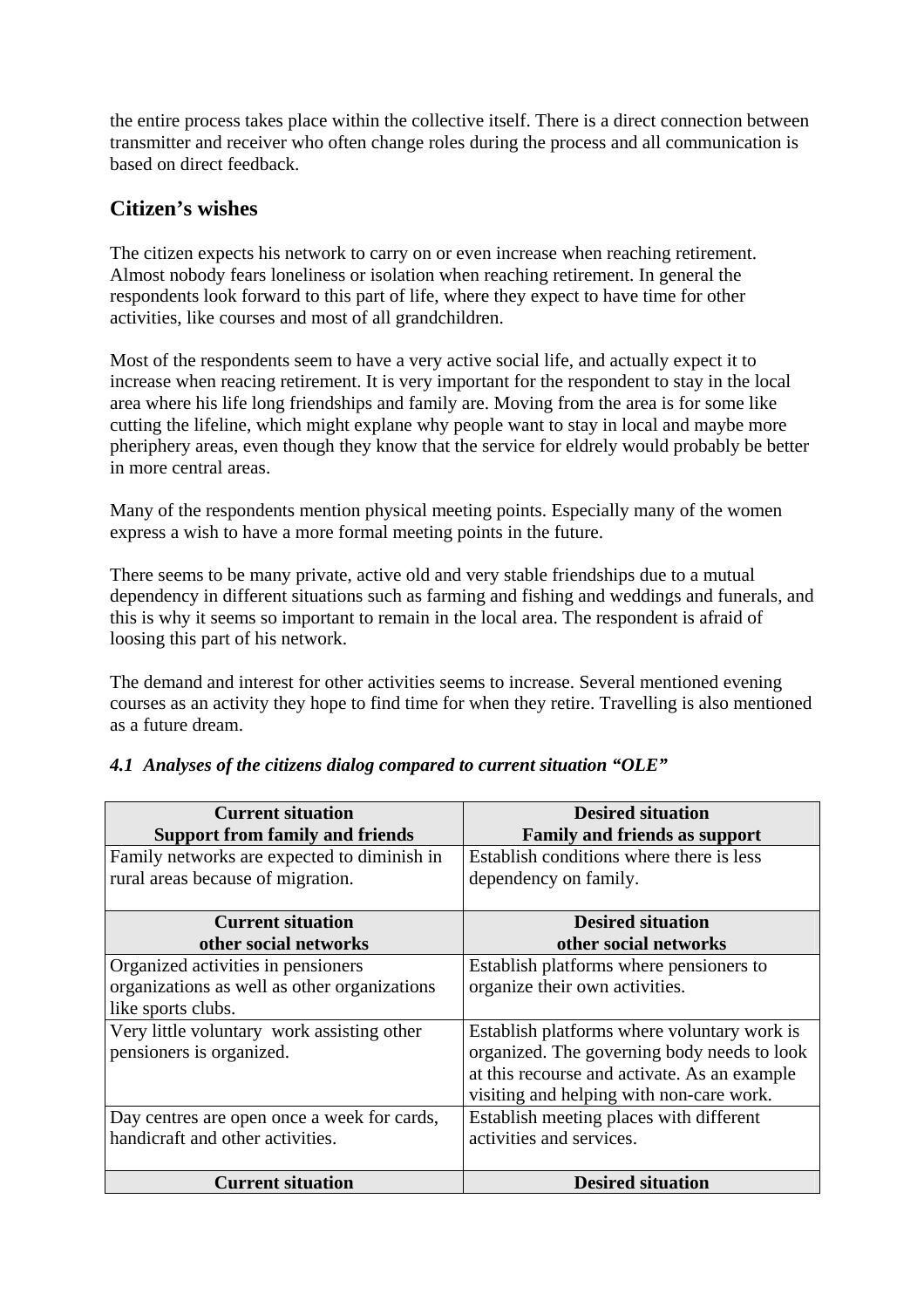the entire process takes place within the collective itself. There is a direct connection between transmitter and receiver who often change roles during the process and all communication is based on direct feedback.

## Citizen's wishes

The citizen expects his network to carry on or even increase when reaching retirement. Almost nobody fears loneliness or isolation when reaching retirement. In general the respondents look forward to this part of life, where they expect to have time for other activities, like courses and most of all grandchildren.

Most of the respondents seem to have a very active social life, and actually expect it to increase when reacing retirement. It is very important for the respondent to stay in the local area where his life long friendships and family are. Moving from the area is for some like cutting the lifeline, which might explane why people want to stay in local and maybe more pheriphery areas, even though they know that the service for eldrely would probably be better in more central areas.

Many of the respondents mention physical meeting points. Especially many of the women express a wish to have a more formal meeting points in the future.

There seems to be many private, active old and very stable friendships due to a mutual dependency in different situations such as farming and fishing and weddings and funerals, and this is why it seems so important to remain in the local area. The respondent is afraid of loosing this part of his network.

The demand and interest for other activities seems to increase. Several mentioned evening courses as an activity they hope to find time for when they retire. Travelling is also mentioned as a future dream.

### *4.1 Analyses of the citizens dialog compared to current situation "OLE"*

| **Current situation<br>Support from family and friends** | **Desired situation<br>Family and friends as support** |
|---|---|
| Family networks are expected to diminish in rural areas because of migration. | Establish conditions where there is less dependency on family. |
| **Current situation<br>other social networks** | **Desired situation<br>other social networks** |
| Organized activities in pensioners organizations as well as other organizations like sports clubs. | Establish platforms where pensioners to organize their own activities. |
| Very little voluntary work assisting other pensioners is organized. | Establish platforms where voluntary work is organized. The governing body needs to look at this recourse and activate. As an example visiting and helping with non-care work. |
| Day centres are open once a week for cards, handicraft and other activities. | Establish meeting places with different activities and services. |
| **Current situation** | **Desired situation** |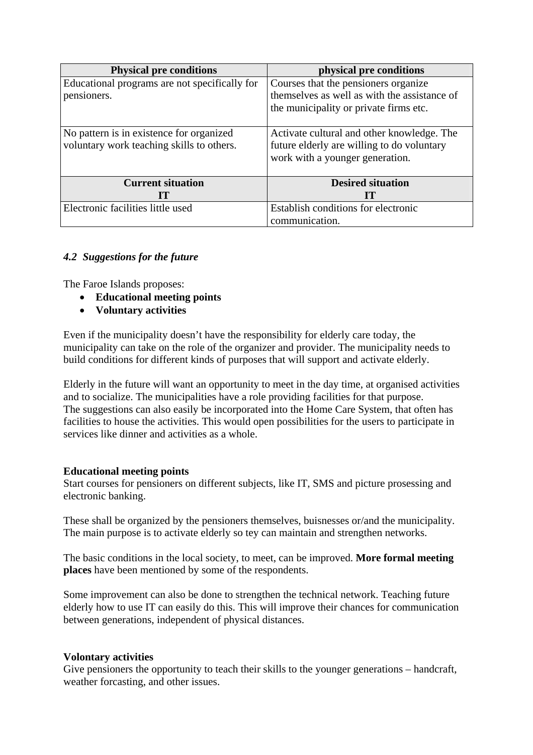| Physical pre conditions | physical pre conditions |
|---|---|
| Educational programs are not specifically for pensioners. | Courses that the pensioners organize themselves as well as with the assistance of the municipality or private firms etc. |
| No pattern is in existence for organized voluntary work teaching skills to others. | Activate cultural and other knowledge. The future elderly are willing to do voluntary work with a younger generation. |
| **Current situation IT** | **Desired situation IT** |
| Electronic facilities little used | Establish conditions for electronic communication. |

### *4.2 Suggestions for the future*

The Faroe Islands proposes:

- **Educational meeting points**
- **Voluntary activities**

Even if the municipality doesn't have the responsibility for elderly care today, the municipality can take on the role of the organizer and provider. The municipality needs to build conditions for different kinds of purposes that will support and activate elderly.

Elderly in the future will want an opportunity to meet in the day time, at organised activities and to socialize. The municipalities have a role providing facilities for that purpose.
The suggestions can also easily be incorporated into the Home Care System, that often has facilities to house the activities. This would open possibilities for the users to participate in services like dinner and activities as a whole.

**Educational meeting points**
Start courses for pensioners on different subjects, like IT, SMS and picture prosessing and electronic banking.

These shall be organized by the pensioners themselves, buisnesses or/and the municipality. The main purpose is to activate elderly so tey can maintain and strengthen networks.

The basic conditions in the local society, to meet, can be improved. **More formal meeting places** have been mentioned by some of the respondents.

Some improvement can also be done to strengthen the technical network. Teaching future elderly how to use IT can easily do this. This will improve their chances for communication between generations, independent of physical distances.

**Volontary activities**
Give pensioners the opportunity to teach their skills to the younger generations – handcraft, weather forcasting, and other issues.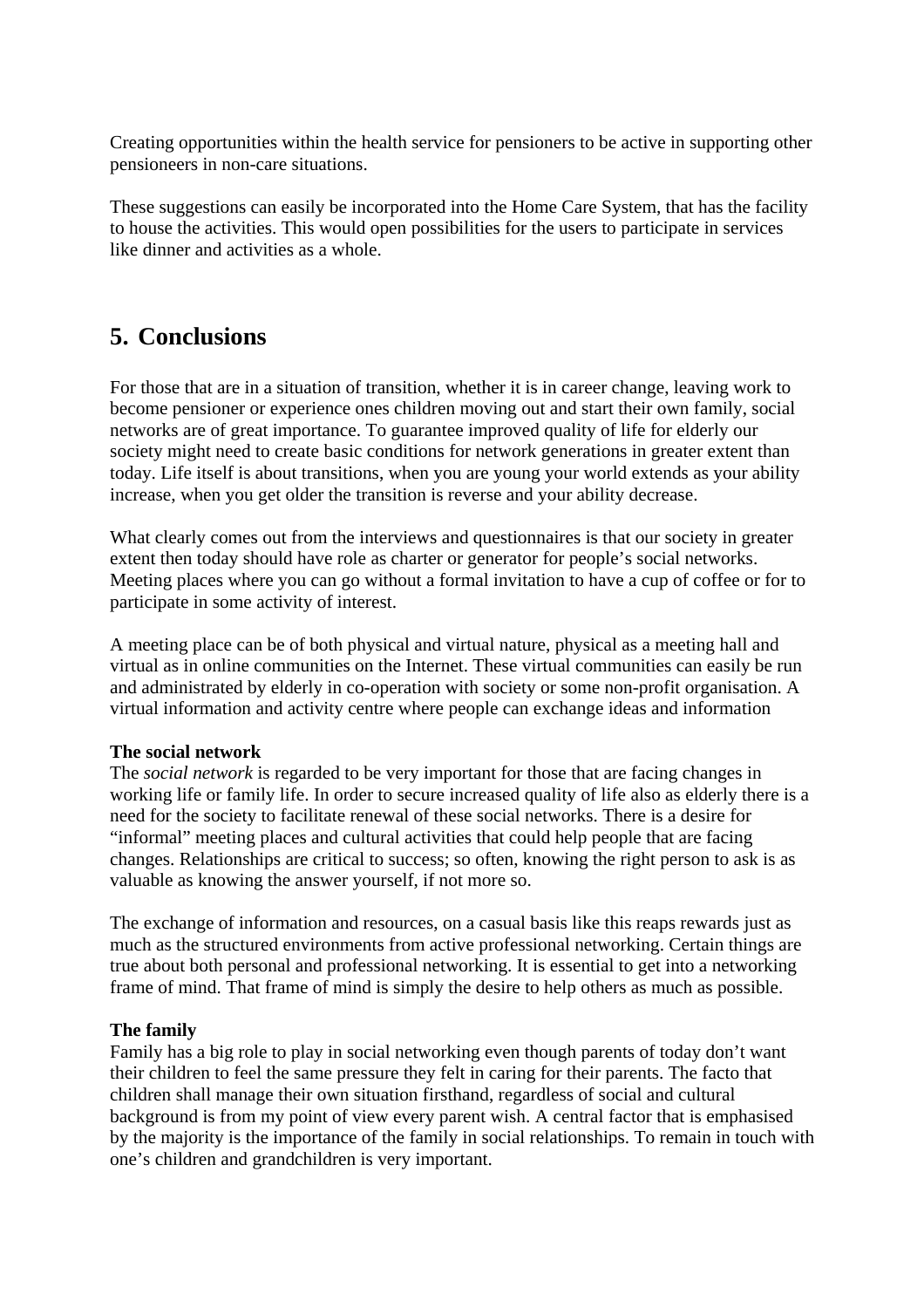Creating opportunities within the health service for pensioners to be active in supporting other pensioneers in non-care situations.

These suggestions can easily be incorporated into the Home Care System, that has the facility to house the activities. This would open possibilities for the users to participate in services like dinner and activities as a whole.

## 5. Conclusions

For those that are in a situation of transition, whether it is in career change, leaving work to become pensioner or experience ones children moving out and start their own family, social networks are of great importance. To guarantee improved quality of life for elderly our society might need to create basic conditions for network generations in greater extent than today. Life itself is about transitions, when you are young your world extends as your ability increase, when you get older the transition is reverse and your ability decrease.

What clearly comes out from the interviews and questionnaires is that our society in greater extent then today should have role as charter or generator for people's social networks. Meeting places where you can go without a formal invitation to have a cup of coffee or for to participate in some activity of interest.

A meeting place can be of both physical and virtual nature, physical as a meeting hall and virtual as in online communities on the Internet. These virtual communities can easily be run and administrated by elderly in co-operation with society or some non-profit organisation. A virtual information and activity centre where people can exchange ideas and information

**The social network**
The *social network* is regarded to be very important for those that are facing changes in working life or family life. In order to secure increased quality of life also as elderly there is a need for the society to facilitate renewal of these social networks. There is a desire for "informal" meeting places and cultural activities that could help people that are facing changes. Relationships are critical to success; so often, knowing the right person to ask is as valuable as knowing the answer yourself, if not more so.

The exchange of information and resources, on a casual basis like this reaps rewards just as much as the structured environments from active professional networking. Certain things are true about both personal and professional networking. It is essential to get into a networking frame of mind. That frame of mind is simply the desire to help others as much as possible.

**The family**
Family has a big role to play in social networking even though parents of today don't want their children to feel the same pressure they felt in caring for their parents. The facto that children shall manage their own situation firsthand, regardless of social and cultural background is from my point of view every parent wish. A central factor that is emphasised by the majority is the importance of the family in social relationships. To remain in touch with one's children and grandchildren is very important.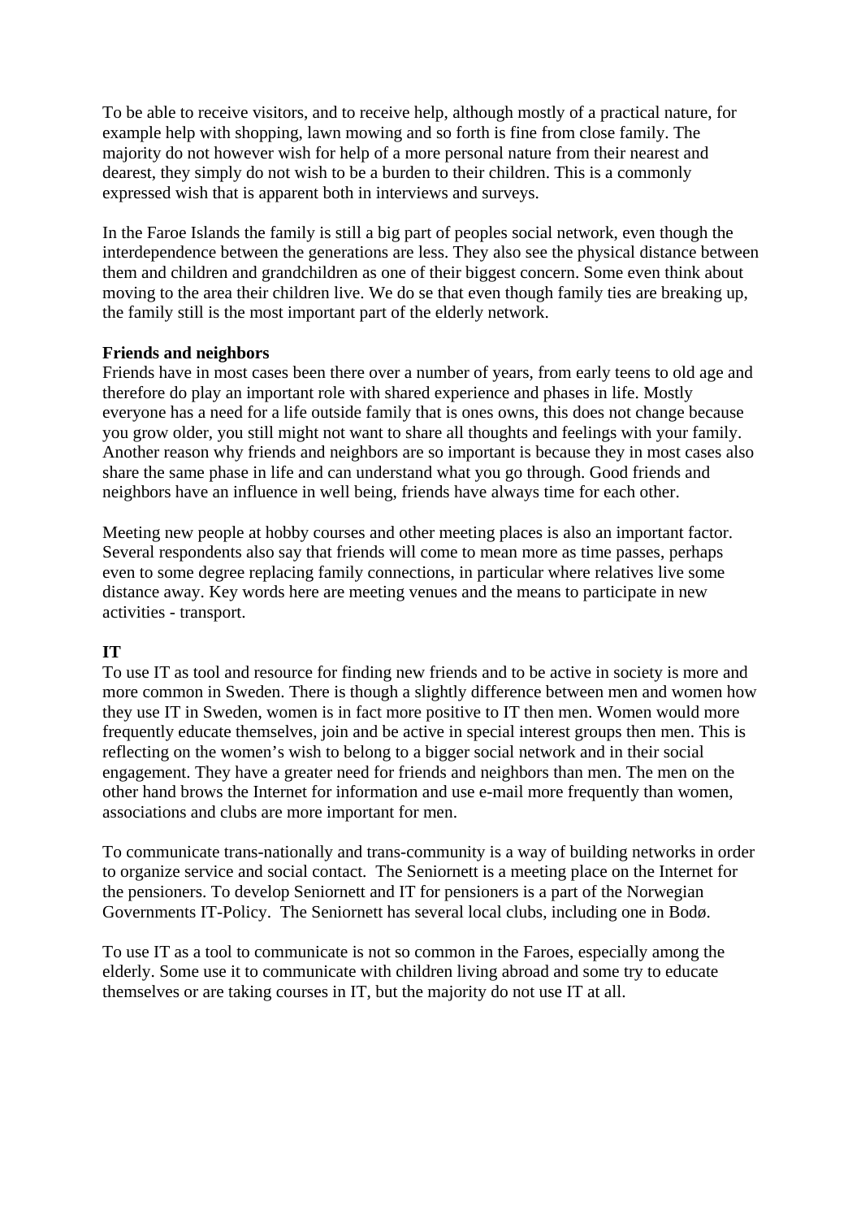To be able to receive visitors, and to receive help, although mostly of a practical nature, for example help with shopping, lawn mowing and so forth is fine from close family. The majority do not however wish for help of a more personal nature from their nearest and dearest, they simply do not wish to be a burden to their children. This is a commonly expressed wish that is apparent both in interviews and surveys.

In the Faroe Islands the family is still a big part of peoples social network, even though the interdependence between the generations are less. They also see the physical distance between them and children and grandchildren as one of their biggest concern. Some even think about moving to the area their children live. We do se that even though family ties are breaking up, the family still is the most important part of the elderly network.

**Friends and neighbors**
Friends have in most cases been there over a number of years, from early teens to old age and therefore do play an important role with shared experience and phases in life. Mostly everyone has a need for a life outside family that is ones owns, this does not change because you grow older, you still might not want to share all thoughts and feelings with your family. Another reason why friends and neighbors are so important is because they in most cases also share the same phase in life and can understand what you go through. Good friends and neighbors have an influence in well being, friends have always time for each other.

Meeting new people at hobby courses and other meeting places is also an important factor. Several respondents also say that friends will come to mean more as time passes, perhaps even to some degree replacing family connections, in particular where relatives live some distance away. Key words here are meeting venues and the means to participate in new activities - transport.

**IT**
To use IT as tool and resource for finding new friends and to be active in society is more and more common in Sweden. There is though a slightly difference between men and women how they use IT in Sweden, women is in fact more positive to IT then men. Women would more frequently educate themselves, join and be active in special interest groups then men. This is reflecting on the women's wish to belong to a bigger social network and in their social engagement. They have a greater need for friends and neighbors than men. The men on the other hand brows the Internet for information and use e-mail more frequently than women, associations and clubs are more important for men.

To communicate trans-nationally and trans-community is a way of building networks in order to organize service and social contact. The Seniornett is a meeting place on the Internet for the pensioners. To develop Seniornett and IT for pensioners is a part of the Norwegian Governments IT-Policy. The Seniornett has several local clubs, including one in Bodø.

To use IT as a tool to communicate is not so common in the Faroes, especially among the elderly. Some use it to communicate with children living abroad and some try to educate themselves or are taking courses in IT, but the majority do not use IT at all.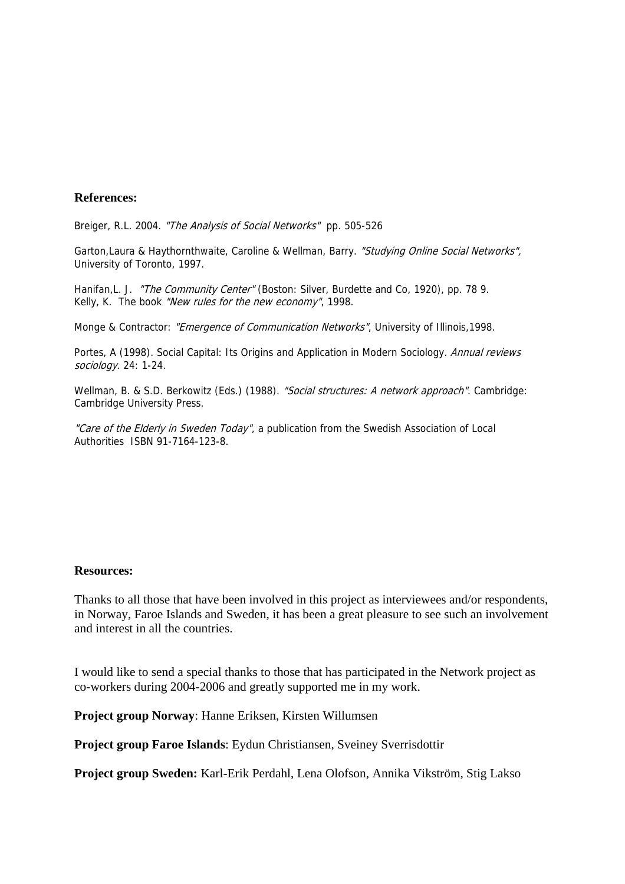**References:**

Breiger, R.L. 2004. *"The Analysis of Social Networks"* pp. 505-526

Garton,Laura & Haythornthwaite, Caroline & Wellman, Barry. *"Studying Online Social Networks",* University of Toronto, 1997.

Hanifan,L. J. *"The Community Center"* (Boston: Silver, Burdette and Co, 1920), pp. 78 9.
Kelly, K. The book *"New rules for the new economy"*, 1998.

Monge & Contractor: *"Emergence of Communication Networks"*, University of Illinois,1998.

Portes, A (1998). Social Capital: Its Origins and Application in Modern Sociology. *Annual reviews sociology*. 24: 1-24.

Wellman, B. & S.D. Berkowitz (Eds.) (1988). *"Social structures: A network approach"*. Cambridge: Cambridge University Press.

*"Care of the Elderly in Sweden Today"*, a publication from the Swedish Association of Local Authorities ISBN 91-7164-123-8.

**Resources:**

Thanks to all those that have been involved in this project as interviewees and/or respondents, in Norway, Faroe Islands and Sweden, it has been a great pleasure to see such an involvement and interest in all the countries.

I would like to send a special thanks to those that has participated in the Network project as co-workers during 2004-2006 and greatly supported me in my work.

**Project group Norway**: Hanne Eriksen, Kirsten Willumsen

**Project group Faroe Islands**: Eydun Christiansen, Sveiney Sverrisdottir

**Project group Sweden:** Karl-Erik Perdahl, Lena Olofson, Annika Vikström, Stig Lakso